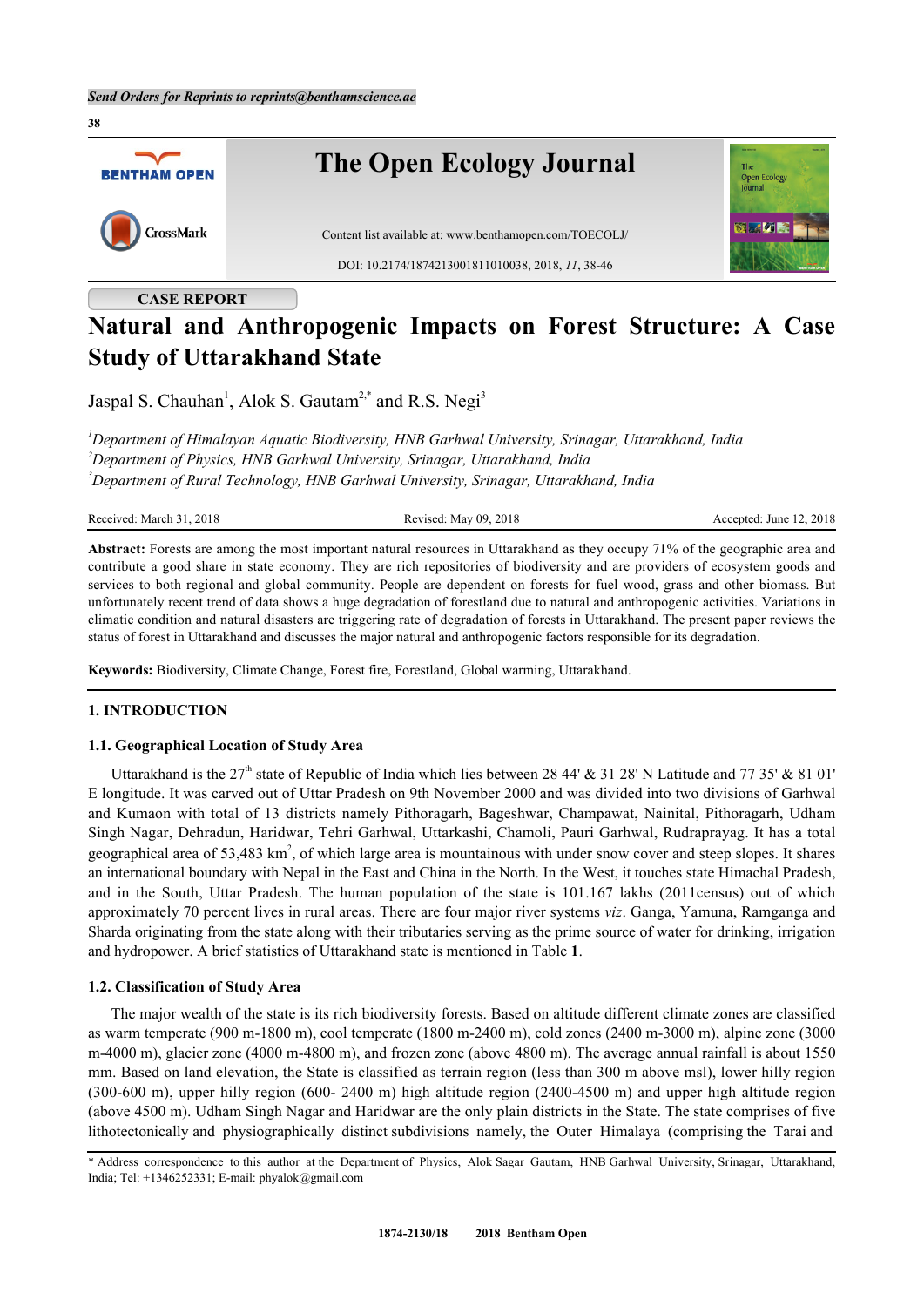Send Orders for Reprints to reprints@benthamscience.ae

The Open Ecology Journal

Content list available at: www.benthamopen.com/TOECOLJ/

DOI: 10.2174/1874213001811010038, 2018, *11*, 38-46

CASE REPORT

# Natural and Anthropogenic Impacts on Forest Structure: A Case Study of Uttarakhand State

Jaspal S. Chauhan[1], Alok S. Gautam[2,*] and R.S. Negi[3]

*[1]Department of Himalayan Aquatic Biodiversity, HNB Garhwal University, Srinagar, Uttarakhand, India*
*[2]Department of Physics, HNB Garhwal University, Srinagar, Uttarakhand, India*
*[3]Department of Rural Technology, HNB Garhwal University, Srinagar, Uttarakhand, India*

Received: March 31, 2018 | Revised: May 09, 2018 | Accepted: June 12, 2018

**Abstract:** Forests are among the most important natural resources in Uttarakhand as they occupy 71% of the geographic area and contribute a good share in state economy. They are rich repositories of biodiversity and are providers of ecosystem goods and services to both regional and global community. People are dependent on forests for fuel wood, grass and other biomass. But unfortunately recent trend of data shows a huge degradation of forestland due to natural and anthropogenic activities. Variations in climatic condition and natural disasters are triggering rate of degradation of forests in Uttarakhand. The present paper reviews the status of forest in Uttarakhand and discusses the major natural and anthropogenic factors responsible for its degradation.

**Keywords:** Biodiversity, Climate Change, Forest fire, Forestland, Global warming, Uttarakhand.

## 1. INTRODUCTION

### 1.1. Geographical Location of Study Area

Uttarakhand is the 27th state of Republic of India which lies between 28 44' & 31 28' N Latitude and 77 35' & 81 01' E longitude. It was carved out of Uttar Pradesh on 9th November 2000 and was divided into two divisions of Garhwal and Kumaon with total of 13 districts namely Pithoragarh, Bageshwar, Champawat, Nainital, Pithoragarh, Udham Singh Nagar, Dehradun, Haridwar, Tehri Garhwal, Uttarkashi, Chamoli, Pauri Garhwal, Rudraprayag. It has a total geographical area of 53,483 km$^2$, of which large area is mountainous with under snow cover and steep slopes. It shares an international boundary with Nepal in the East and China in the North. In the West, it touches state Himachal Pradesh, and in the South, Uttar Pradesh. The human population of the state is 101.167 lakhs (2011census) out of which approximately 70 percent lives in rural areas. There are four major river systems *viz*. Ganga, Yamuna, Ramganga and Sharda originating from the state along with their tributaries serving as the prime source of water for drinking, irrigation and hydropower. A brief statistics of Uttarakhand state is mentioned in Table **1**.

### 1.2. Classification of Study Area

The major wealth of the state is its rich biodiversity forests. Based on altitude different climate zones are classified as warm temperate (900 m-1800 m), cool temperate (1800 m-2400 m), cold zones (2400 m-3000 m), alpine zone (3000 m-4000 m), glacier zone (4000 m-4800 m), and frozen zone (above 4800 m). The average annual rainfall is about 1550 mm. Based on land elevation, the State is classified as terrain region (less than 300 m above msl), lower hilly region (300-600 m), upper hilly region (600- 2400 m) high altitude region (2400-4500 m) and upper high altitude region (above 4500 m). Udham Singh Nagar and Haridwar are the only plain districts in the State. The state comprises of five lithotectonically and physiographically distinct subdivisions namely, the Outer Himalaya (comprising the Tarai and

\* Address correspondence to this author at the Department of Physics, Alok Sagar Gautam, HNB Garhwal University, Srinagar, Uttarakhand, India; Tel: +1346252331; E-mail: phyalok@gmail.com

1874-2130/18 2018 Bentham Open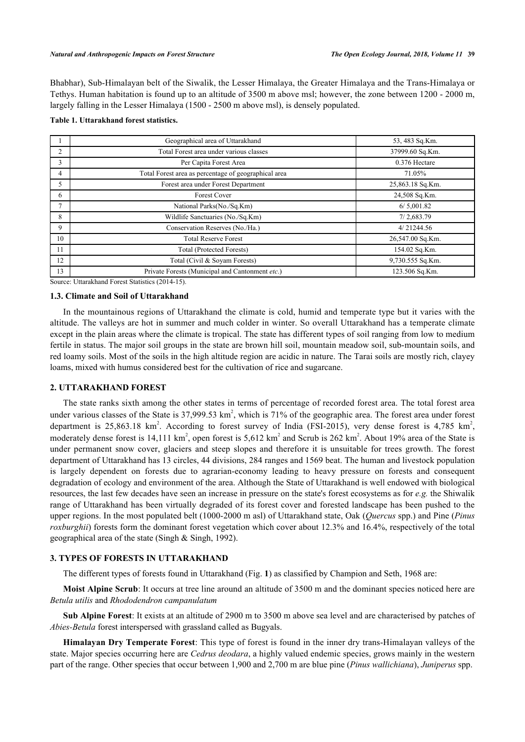Bhabhar), Sub-Himalayan belt of the Siwalik, the Lesser Himalaya, the Greater Himalaya and the Trans-Himalaya or Tethys. Human habitation is found up to an altitude of 3500 m above msl; however, the zone between 1200 - 2000 m, largely falling in the Lesser Himalaya (1500 - 2500 m above msl), is densely populated.

**Table 1. Uttarakhand forest statistics.**

| | | |
|---|---|---|
| 1 | Geographical area of Uttarakhand | 53, 483 Sq.Km. |
| 2 | Total Forest area under various classes | 37999.60 Sq.Km. |
| 3 | Per Capita Forest Area | 0.376 Hectare |
| 4 | Total Forest area as percentage of geographical area | 71.05% |
| 5 | Forest area under Forest Department | 25,863.18 Sq.Km. |
| 6 | Forest Cover | 24,508 Sq.Km. |
| 7 | National Parks(No./Sq.Km) | 6/ 5,001.82 |
| 8 | Wildlife Sanctuaries (No./Sq.Km) | 7/ 2,683.79 |
| 9 | Conservation Reserves (No./Ha.) | 4/ 21244.56 |
| 10 | Total Reserve Forest | 26,547.00 Sq.Km. |
| 11 | Total (Protected Forests) | 154.02 Sq.Km. |
| 12 | Total (Civil & Soyam Forests) | 9,730.555 Sq.Km. |
| 13 | Private Forests (Municipal and Cantonment *etc*.) | 123.506 Sq.Km. |

Source: Uttarakhand Forest Statistics (2014-15).

### 1.3. Climate and Soil of Uttarakhand

In the mountainous regions of Uttarakhand the climate is cold, humid and temperate type but it varies with the altitude. The valleys are hot in summer and much colder in winter. So overall Uttarakhand has a temperate climate except in the plain areas where the climate is tropical. The state has different types of soil ranging from low to medium fertile in status. The major soil groups in the state are brown hill soil, mountain meadow soil, sub-mountain soils, and red loamy soils. Most of the soils in the high altitude region are acidic in nature. The Tarai soils are mostly rich, clayey loams, mixed with humus considered best for the cultivation of rice and sugarcane.

## 2. UTTARAKHAND FOREST

The state ranks sixth among the other states in terms of percentage of recorded forest area. The total forest area under various classes of the State is 37,999.53 km$^2$, which is 71% of the geographic area. The forest area under forest department is 25,863.18 km$^2$. According to forest survey of India (FSI-2015), very dense forest is 4,785 km$^2$, moderately dense forest is 14,111 km$^2$, open forest is 5,612 km$^2$ and Scrub is 262 km$^2$. About 19% area of the State is under permanent snow cover, glaciers and steep slopes and therefore it is unsuitable for trees growth. The forest department of Uttarakhand has 13 circles, 44 divisions, 284 ranges and 1569 beat. The human and livestock population is largely dependent on forests due to agrarian-economy leading to heavy pressure on forests and consequent degradation of ecology and environment of the area. Although the State of Uttarakhand is well endowed with biological resources, the last few decades have seen an increase in pressure on the state's forest ecosystems as for *e.g.* the Shiwalik range of Uttarakhand has been virtually degraded of its forest cover and forested landscape has been pushed to the upper regions. In the most populated belt (1000-2000 m asl) of Uttarakhand state, Oak (*Quercus* spp.) and Pine (*Pinus roxburghii*) forests form the dominant forest vegetation which cover about 12.3% and 16.4%, respectively of the total geographical area of the state (Singh & Singh, 1992).

## 3. TYPES OF FORESTS IN UTTARAKHAND

The different types of forests found in Uttarakhand (Fig. **1**) as classified by Champion and Seth, 1968 are:

**Moist Alpine Scrub**: It occurs at tree line around an altitude of 3500 m and the dominant species noticed here are *Betula utilis* and *Rhododendron campanulatum*

**Sub Alpine Forest**: It exists at an altitude of 2900 m to 3500 m above sea level and are characterised by patches of *Abies-Betula* forest interspersed with grassland called as Bugyals.

**Himalayan Dry Temperate Forest**: This type of forest is found in the inner dry trans-Himalayan valleys of the state. Major species occurring here are *Cedrus deodara*, a highly valued endemic species, grows mainly in the western part of the range. Other species that occur between 1,900 and 2,700 m are blue pine (*Pinus wallichiana*), *Juniperus* spp.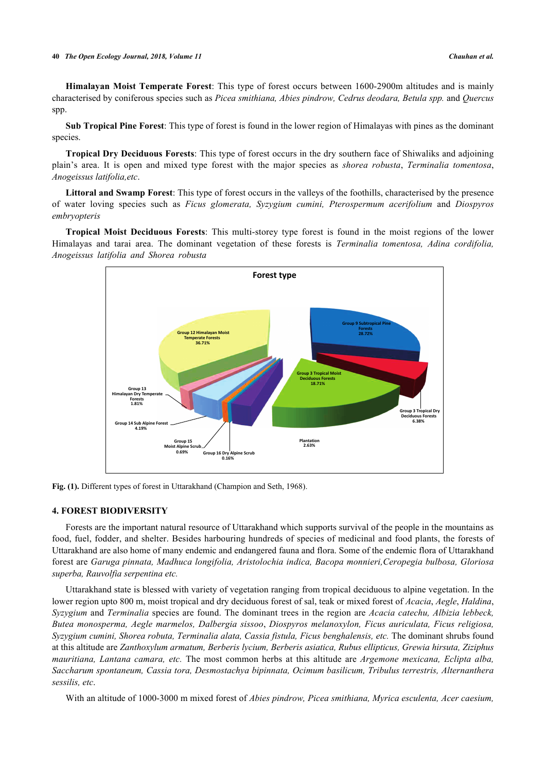**Himalayan Moist Temperate Forest**: This type of forest occurs between 1600-2900m altitudes and is mainly characterised by coniferous species such as *Picea smithiana, Abies pindrow, Cedrus deodara, Betula spp.* and *Quercus* spp.

**Sub Tropical Pine Forest**: This type of forest is found in the lower region of Himalayas with pines as the dominant species.

**Tropical Dry Deciduous Forests**: This type of forest occurs in the dry southern face of Shiwaliks and adjoining plain's area. It is open and mixed type forest with the major species as *shorea robusta*, *Terminalia tomentosa*, *Anogeissus latifolia,etc*.

**Littoral and Swamp Forest**: This type of forest occurs in the valleys of the foothills, characterised by the presence of water loving species such as *Ficus glomerata, Syzygium cumini, Pterospermum acerifolium* and *Diospyros embryopteris*

**Tropical Moist Deciduous Forests**: This multi-storey type forest is found in the moist regions of the lower Himalayas and tarai area. The dominant vegetation of these forests is *Terminalia tomentosa, Adina cordifolia, Anogeissus latifolia and Shorea robusta*

Forest type

Group 9 Subtropical Pine Forests 28.72%

Group 12 Himalayan Moist Temperate Forests 36.71%

Group 3 Tropical Moist Deciduous Forests 18.71%

Group 13 Himalayan Dry Temperate Forests 1.81%

Group 3 Tropical Dry Deciduous Forests 6.38%

Group 14 Sub Alpine Forest 4.19%

Group 15 Moist Alpine Scrub 0.69%

Plantation 2.63%

Group 16 Dry Alpine Scrub 0.16%

**Fig. (1).** Different types of forest in Uttarakhand (Champion and Seth, 1968).

## 4. FOREST BIODIVERSITY

Forests are the important natural resource of Uttarakhand which supports survival of the people in the mountains as food, fuel, fodder, and shelter. Besides harbouring hundreds of species of medicinal and food plants, the forests of Uttarakhand are also home of many endemic and endangered fauna and flora. Some of the endemic flora of Uttarakhand forest are *Garuga pinnata, Madhuca longifolia, Aristolochia indica, Bacopa monnieri,Ceropegia bulbosa, Gloriosa superba, Rauvolfia serpentina etc.*

Uttarakhand state is blessed with variety of vegetation ranging from tropical deciduous to alpine vegetation. In the lower region upto 800 m, moist tropical and dry deciduous forest of sal, teak or mixed forest of *Acacia*, *Aegle*, *Haldina*, *Syzygium* and *Terminalia* species are found. The dominant trees in the region are *Acacia catechu, Albizia lebbeck, Butea monosperma, Aegle marmelos, Dalbergia sissoo*, *Diospyros melanoxylon, Ficus auriculata, Ficus religiosa, Syzygium cumini, Shorea robuta, Terminalia alata, Cassia fistula, Ficus benghalensis, etc.* The dominant shrubs found at this altitude are *Zanthoxylum armatum, Berberis lycium, Berberis asiatica, Rubus ellipticus, Grewia hirsuta, Ziziphus mauritiana, Lantana camara, etc.* The most common herbs at this altitude are *Argemone mexicana, Eclipta alba, Saccharum spontaneum, Cassia tora, Desmostachya bipinnata, Ocimum basilicum, Tribulus terrestris, Alternanthera sessilis, etc*.

With an altitude of 1000-3000 m mixed forest of *Abies pindrow, Picea smithiana, Myrica esculenta, Acer caesium,*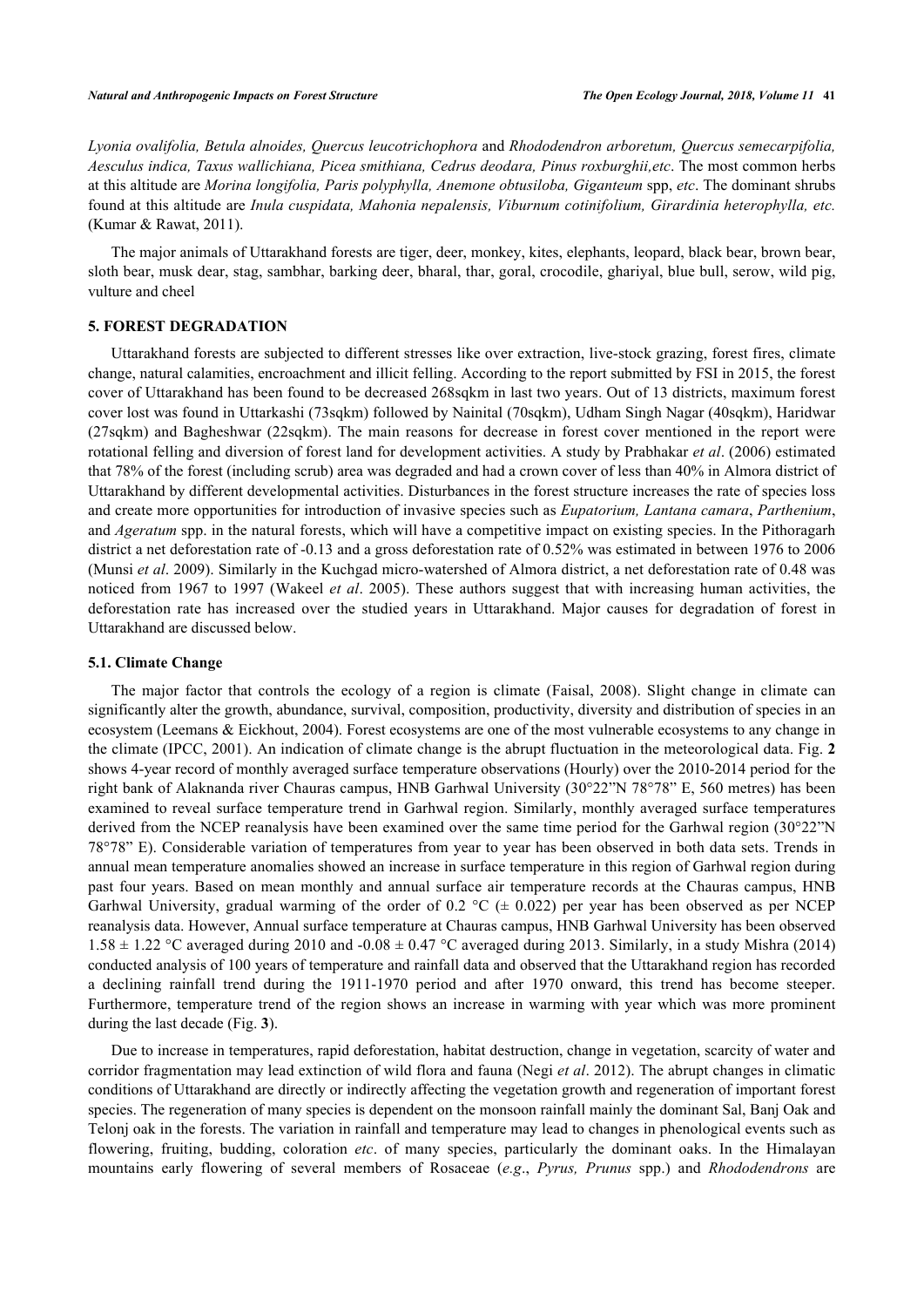*Lyonia ovalifolia, Betula alnoides, Quercus leucotrichophora* and *Rhododendron arboretum, Quercus semecarpifolia, Aesculus indica, Taxus wallichiana, Picea smithiana, Cedrus deodara, Pinus roxburghii,etc*. The most common herbs at this altitude are *Morina longifolia, Paris polyphylla, Anemone obtusiloba, Giganteum* spp, *etc*. The dominant shrubs found at this altitude are *Inula cuspidata, Mahonia nepalensis, Viburnum cotinifolium, Girardinia heterophylla, etc.* (Kumar & Rawat, 2011).

The major animals of Uttarakhand forests are tiger, deer, monkey, kites, elephants, leopard, black bear, brown bear, sloth bear, musk dear, stag, sambhar, barking deer, bharal, thar, goral, crocodile, ghariyal, blue bull, serow, wild pig, vulture and cheel

## 5. FOREST DEGRADATION

Uttarakhand forests are subjected to different stresses like over extraction, live-stock grazing, forest fires, climate change, natural calamities, encroachment and illicit felling. According to the report submitted by FSI in 2015, the forest cover of Uttarakhand has been found to be decreased 268sqkm in last two years. Out of 13 districts, maximum forest cover lost was found in Uttarkashi (73sqkm) followed by Nainital (70sqkm), Udham Singh Nagar (40sqkm), Haridwar (27sqkm) and Bagheshwar (22sqkm). The main reasons for decrease in forest cover mentioned in the report were rotational felling and diversion of forest land for development activities. A study by Prabhakar *et al*. (2006) estimated that 78% of the forest (including scrub) area was degraded and had a crown cover of less than 40% in Almora district of Uttarakhand by different developmental activities. Disturbances in the forest structure increases the rate of species loss and create more opportunities for introduction of invasive species such as *Eupatorium, Lantana camara*, *Parthenium*, and *Ageratum* spp. in the natural forests, which will have a competitive impact on existing species. In the Pithoragarh district a net deforestation rate of -0.13 and a gross deforestation rate of 0.52% was estimated in between 1976 to 2006 (Munsi *et al*. 2009). Similarly in the Kuchgad micro-watershed of Almora district, a net deforestation rate of 0.48 was noticed from 1967 to 1997 (Wakeel *et al*. 2005). These authors suggest that with increasing human activities, the deforestation rate has increased over the studied years in Uttarakhand. Major causes for degradation of forest in Uttarakhand are discussed below.

### 5.1. Climate Change

The major factor that controls the ecology of a region is climate (Faisal, 2008). Slight change in climate can significantly alter the growth, abundance, survival, composition, productivity, diversity and distribution of species in an ecosystem (Leemans & Eickhout, 2004). Forest ecosystems are one of the most vulnerable ecosystems to any change in the climate (IPCC, 2001). An indication of climate change is the abrupt fluctuation in the meteorological data. Fig. **2** shows 4-year record of monthly averaged surface temperature observations (Hourly) over the 2010-2014 period for the right bank of Alaknanda river Chauras campus, HNB Garhwal University (30°22"N 78°78" E, 560 metres) has been examined to reveal surface temperature trend in Garhwal region. Similarly, monthly averaged surface temperatures derived from the NCEP reanalysis have been examined over the same time period for the Garhwal region (30°22"N 78°78" E). Considerable variation of temperatures from year to year has been observed in both data sets. Trends in annual mean temperature anomalies showed an increase in surface temperature in this region of Garhwal region during past four years. Based on mean monthly and annual surface air temperature records at the Chauras campus, HNB Garhwal University, gradual warming of the order of 0.2 °C (± 0.022) per year has been observed as per NCEP reanalysis data. However, Annual surface temperature at Chauras campus, HNB Garhwal University has been observed 1.58 ± 1.22 °C averaged during 2010 and -0.08 ± 0.47 °C averaged during 2013. Similarly, in a study Mishra (2014) conducted analysis of 100 years of temperature and rainfall data and observed that the Uttarakhand region has recorded a declining rainfall trend during the 1911-1970 period and after 1970 onward, this trend has become steeper. Furthermore, temperature trend of the region shows an increase in warming with year which was more prominent during the last decade (Fig. **3**).

Due to increase in temperatures, rapid deforestation, habitat destruction, change in vegetation, scarcity of water and corridor fragmentation may lead extinction of wild flora and fauna (Negi *et al*. 2012). The abrupt changes in climatic conditions of Uttarakhand are directly or indirectly affecting the vegetation growth and regeneration of important forest species. The regeneration of many species is dependent on the monsoon rainfall mainly the dominant Sal, Banj Oak and Telonj oak in the forests. The variation in rainfall and temperature may lead to changes in phenological events such as flowering, fruiting, budding, coloration *etc*. of many species, particularly the dominant oaks. In the Himalayan mountains early flowering of several members of Rosaceae (*e.g*., *Pyrus, Prunus* spp.) and *Rhododendrons* are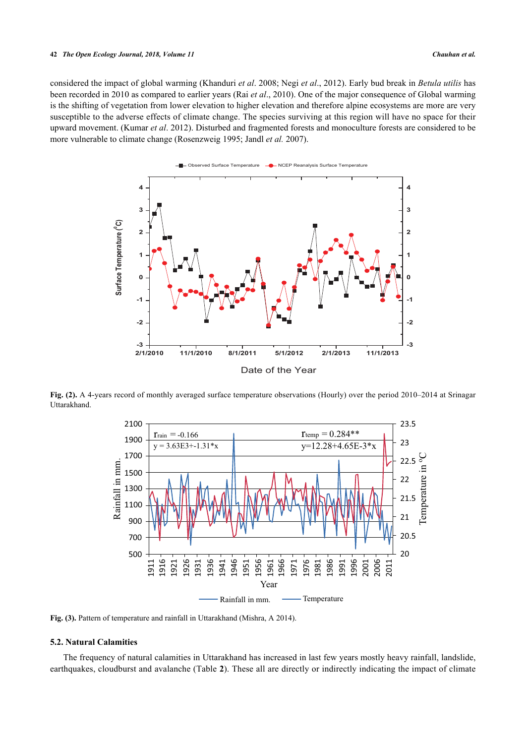considered the impact of global warming (Khanduri *et al*. 2008; Negi *et al*., 2012). Early bud break in *Betula utilis* has been recorded in 2010 as compared to earlier years (Rai *et al*., 2010). One of the major consequence of Global warming is the shifting of vegetation from lower elevation to higher elevation and therefore alpine ecosystems are more are very susceptible to the adverse effects of climate change. The species surviving at this region will have no space for their upward movement. (Kumar *et al*. 2012). Disturbed and fragmented forests and monoculture forests are considered to be more vulnerable to climate change (Rosenzweig 1995; Jandl *et al.* 2007).

**Fig. (2).** A 4-years record of monthly averaged surface temperature observations (Hourly) over the period 2010–2014 at Srinagar Uttarakhand.

**Fig. (3).** Pattern of temperature and rainfall in Uttarakhand (Mishra, A 2014).

### 5.2. Natural Calamities

The frequency of natural calamities in Uttarakhand has increased in last few years mostly heavy rainfall, landslide, earthquakes, cloudburst and avalanche (Table **2**). These all are directly or indirectly indicating the impact of climate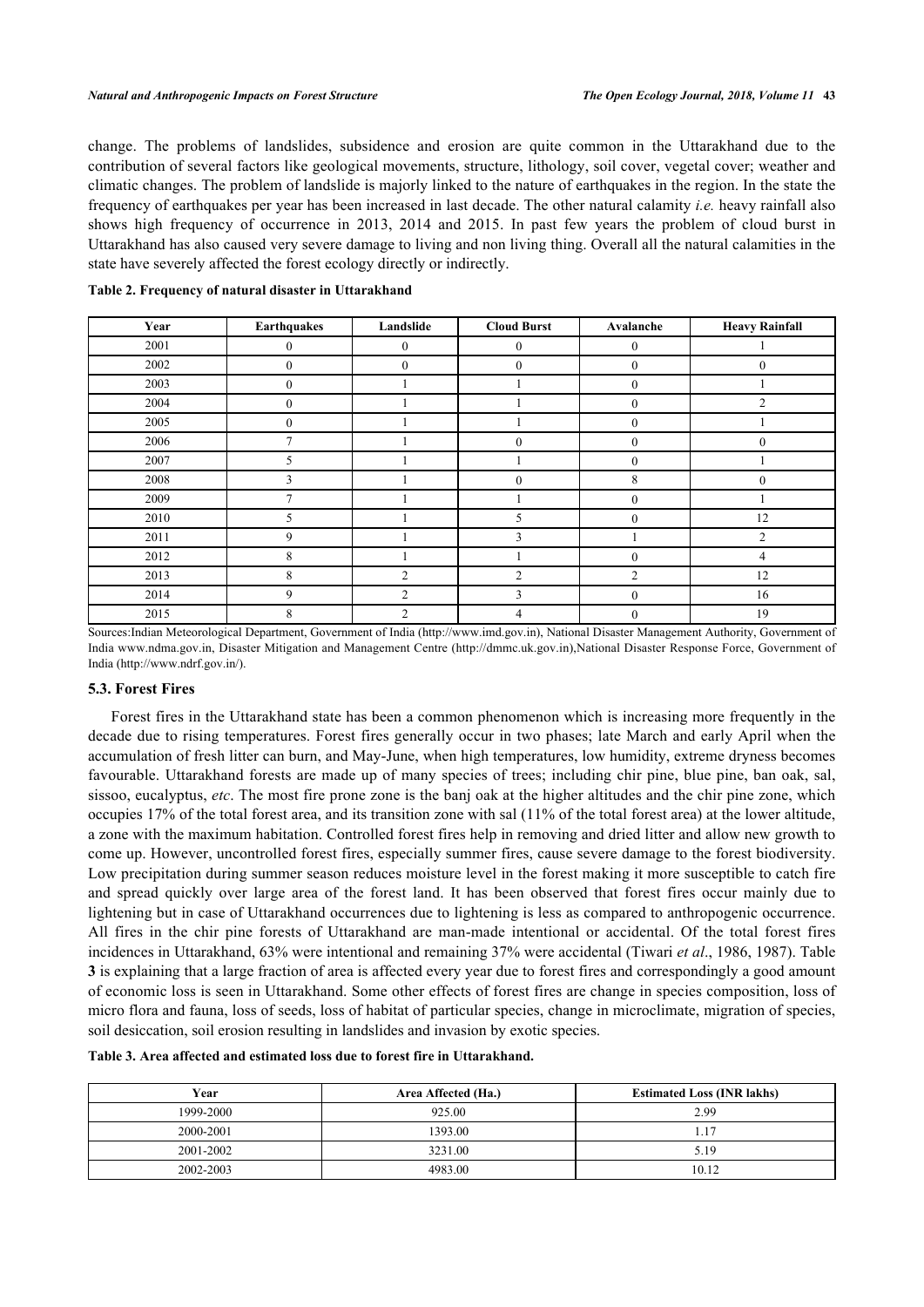change. The problems of landslides, subsidence and erosion are quite common in the Uttarakhand due to the contribution of several factors like geological movements, structure, lithology, soil cover, vegetal cover; weather and climatic changes. The problem of landslide is majorly linked to the nature of earthquakes in the region. In the state the frequency of earthquakes per year has been increased in last decade. The other natural calamity *i.e.* heavy rainfall also shows high frequency of occurrence in 2013, 2014 and 2015. In past few years the problem of cloud burst in Uttarakhand has also caused very severe damage to living and non living thing. Overall all the natural calamities in the state have severely affected the forest ecology directly or indirectly.

**Table 2. Frequency of natural disaster in Uttarakhand**

| Year | Earthquakes | Landslide | Cloud Burst | Avalanche | Heavy Rainfall |
|---|---|---|---|---|---|
| 2001 | 0 | 0 | 0 | 0 | 1 |
| 2002 | 0 | 0 | 0 | 0 | 0 |
| 2003 | 0 | 1 | 1 | 0 | 1 |
| 2004 | 0 | 1 | 1 | 0 | 2 |
| 2005 | 0 | 1 | 1 | 0 | 1 |
| 2006 | 7 | 1 | 0 | 0 | 0 |
| 2007 | 5 | 1 | 1 | 0 | 1 |
| 2008 | 3 | 1 | 0 | 8 | 0 |
| 2009 | 7 | 1 | 1 | 0 | 1 |
| 2010 | 5 | 1 | 5 | 0 | 12 |
| 2011 | 9 | 1 | 3 | 1 | 2 |
| 2012 | 8 | 1 | 1 | 0 | 4 |
| 2013 | 8 | 2 | 2 | 2 | 12 |
| 2014 | 9 | 2 | 3 | 0 | 16 |
| 2015 | 8 | 2 | 4 | 0 | 19 |

Sources:Indian Meteorological Department, Government of India (http://www.imd.gov.in), National Disaster Management Authority, Government of India www.ndma.gov.in, Disaster Mitigation and Management Centre (http://dmmc.uk.gov.in),National Disaster Response Force, Government of India (http://www.ndrf.gov.in/).

### 5.3. Forest Fires

Forest fires in the Uttarakhand state has been a common phenomenon which is increasing more frequently in the decade due to rising temperatures. Forest fires generally occur in two phases; late March and early April when the accumulation of fresh litter can burn, and May-June, when high temperatures, low humidity, extreme dryness becomes favourable. Uttarakhand forests are made up of many species of trees; including chir pine, blue pine, ban oak, sal, sissoo, eucalyptus, *etc*. The most fire prone zone is the banj oak at the higher altitudes and the chir pine zone, which occupies 17% of the total forest area, and its transition zone with sal (11% of the total forest area) at the lower altitude, a zone with the maximum habitation. Controlled forest fires help in removing and dried litter and allow new growth to come up. However, uncontrolled forest fires, especially summer fires, cause severe damage to the forest biodiversity. Low precipitation during summer season reduces moisture level in the forest making it more susceptible to catch fire and spread quickly over large area of the forest land. It has been observed that forest fires occur mainly due to lightening but in case of Uttarakhand occurrences due to lightening is less as compared to anthropogenic occurrence. All fires in the chir pine forests of Uttarakhand are man-made intentional or accidental. Of the total forest fires incidences in Uttarakhand, 63% were intentional and remaining 37% were accidental (Tiwari *et al*., 1986, 1987). Table **3** is explaining that a large fraction of area is affected every year due to forest fires and correspondingly a good amount of economic loss is seen in Uttarakhand. Some other effects of forest fires are change in species composition, loss of micro flora and fauna, loss of seeds, loss of habitat of particular species, change in microclimate, migration of species, soil desiccation, soil erosion resulting in landslides and invasion by exotic species.

**Table 3. Area affected and estimated loss due to forest fire in Uttarakhand.**

| Year | Area Affected (Ha.) | Estimated Loss (INR lakhs) |
|---|---|---|
| 1999-2000 | 925.00 | 2.99 |
| 2000-2001 | 1393.00 | 1.17 |
| 2001-2002 | 3231.00 | 5.19 |
| 2002-2003 | 4983.00 | 10.12 |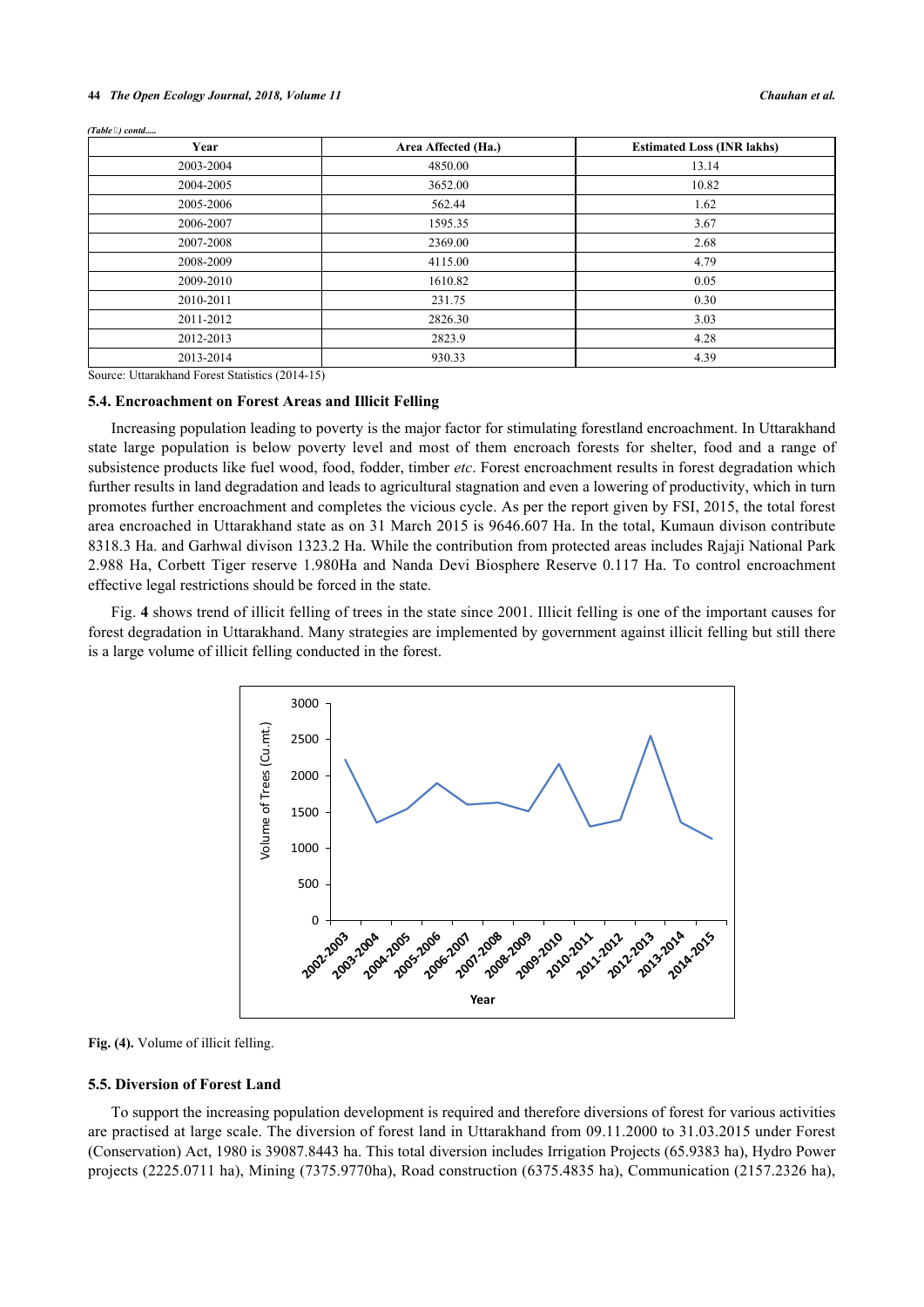*(Table ) contd.....*

| Year | Area Affected (Ha.) | Estimated Loss (INR lakhs) |
|---|---|---|
| 2003-2004 | 4850.00 | 13.14 |
| 2004-2005 | 3652.00 | 10.82 |
| 2005-2006 | 562.44 | 1.62 |
| 2006-2007 | 1595.35 | 3.67 |
| 2007-2008 | 2369.00 | 2.68 |
| 2008-2009 | 4115.00 | 4.79 |
| 2009-2010 | 1610.82 | 0.05 |
| 2010-2011 | 231.75 | 0.30 |
| 2011-2012 | 2826.30 | 3.03 |
| 2012-2013 | 2823.9 | 4.28 |
| 2013-2014 | 930.33 | 4.39 |

Source: Uttarakhand Forest Statistics (2014-15)

### 5.4. Encroachment on Forest Areas and Illicit Felling

Increasing population leading to poverty is the major factor for stimulating forestland encroachment. In Uttarakhand state large population is below poverty level and most of them encroach forests for shelter, food and a range of subsistence products like fuel wood, food, fodder, timber *etc*. Forest encroachment results in forest degradation which further results in land degradation and leads to agricultural stagnation and even a lowering of productivity, which in turn promotes further encroachment and completes the vicious cycle. As per the report given by FSI, 2015, the total forest area encroached in Uttarakhand state as on 31 March 2015 is 9646.607 Ha. In the total, Kumaun divison contribute 8318.3 Ha. and Garhwal divison 1323.2 Ha. While the contribution from protected areas includes Rajaji National Park 2.988 Ha, Corbett Tiger reserve 1.980Ha and Nanda Devi Biosphere Reserve 0.117 Ha. To control encroachment effective legal restrictions should be forced in the state.

Fig. **4** shows trend of illicit felling of trees in the state since 2001. Illicit felling is one of the important causes for forest degradation in Uttarakhand. Many strategies are implemented by government against illicit felling but still there is a large volume of illicit felling conducted in the forest.

Volume of Trees (Cu.mt.)
3000
2500
2000
1500
1000
500
0
2002-2003 2003-2004 2004-2005 2005-2006 2006-2007 2007-2008 2008-2009 2009-2010 2010-2011 2011-2012 2012-2013 2013-2014 2014-2015
Year

**Fig. (4).** Volume of illicit felling.

### 5.5. Diversion of Forest Land

To support the increasing population development is required and therefore diversions of forest for various activities are practised at large scale. The diversion of forest land in Uttarakhand from 09.11.2000 to 31.03.2015 under Forest (Conservation) Act, 1980 is 39087.8443 ha. This total diversion includes Irrigation Projects (65.9383 ha), Hydro Power projects (2225.0711 ha), Mining (7375.9770ha), Road construction (6375.4835 ha), Communication (2157.2326 ha),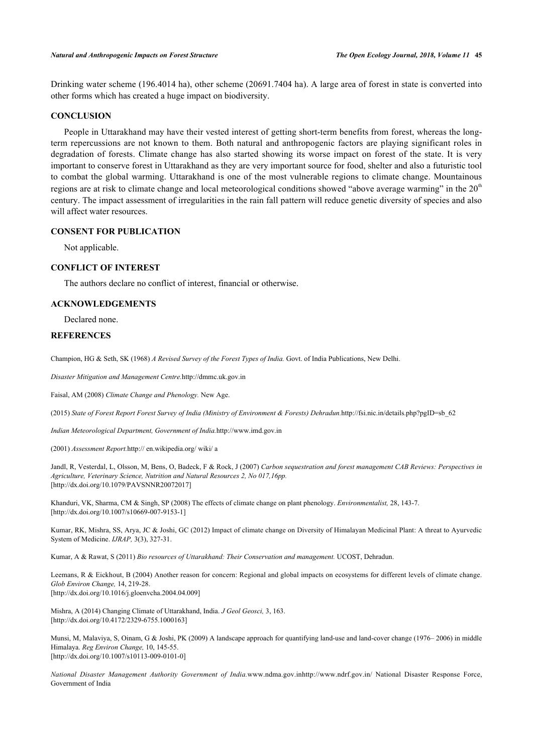Drinking water scheme (196.4014 ha), other scheme (20691.7404 ha). A large area of forest in state is converted into other forms which has created a huge impact on biodiversity.

## CONCLUSION

People in Uttarakhand may have their vested interest of getting short-term benefits from forest, whereas the long-term repercussions are not known to them. Both natural and anthropogenic factors are playing significant roles in degradation of forests. Climate change has also started showing its worse impact on forest of the state. It is very important to conserve forest in Uttarakhand as they are very important source for food, shelter and also a futuristic tool to combat the global warming. Uttarakhand is one of the most vulnerable regions to climate change. Mountainous regions are at risk to climate change and local meteorological conditions showed "above average warming" in the 20th century. The impact assessment of irregularities in the rain fall pattern will reduce genetic diversity of species and also will affect water resources.

## CONSENT FOR PUBLICATION

Not applicable.

## CONFLICT OF INTEREST

The authors declare no conflict of interest, financial or otherwise.

## ACKNOWLEDGEMENTS

Declared none.

## REFERENCES

Champion, HG & Seth, SK (1968) *A Revised Survey of the Forest Types of India.* Govt. of India Publications, New Delhi.

*Disaster Mitigation and Management Centre.*http://dmmc.uk.gov.in

Faisal, AM (2008) *Climate Change and Phenology.* New Age.

(2015) *State of Forest Report Forest Survey of India (Ministry of Environment & Forests) Dehradun.*http://fsi.nic.in/details.php?pgID=sb_62

*Indian Meteorological Department, Government of India.*http://www.imd.gov.in

(2001) *Assessment Report.*http:// en.wikipedia.org/ wiki/ a

Jandl, R, Vesterdal, L, Olsson, M, Bens, O, Badeck, F & Rock, J (2007) *Carbon sequestration and forest management CAB Reviews: Perspectives in Agriculture, Veterinary Science, Nutrition and Natural Resources 2, No 017,16pp.*
[http://dx.doi.org/10.1079/PAVSNNR20072017]

Khanduri, VK, Sharma, CM & Singh, SP (2008) The effects of climate change on plant phenology. *Environmentalist,* 28, 143-7.
[http://dx.doi.org/10.1007/s10669-007-9153-1]

Kumar, RK, Mishra, SS, Arya, JC & Joshi, GC (2012) Impact of climate change on Diversity of Himalayan Medicinal Plant: A threat to Ayurvedic System of Medicine. *IJRAP,* 3(3), 327-31.

Kumar, A & Rawat, S (2011) *Bio resources of Uttarakhand: Their Conservation and management.* UCOST, Dehradun.

Leemans, R & Eickhout, B (2004) Another reason for concern: Regional and global impacts on ecosystems for different levels of climate change. *Glob Environ Change,* 14, 219-28.
[http://dx.doi.org/10.1016/j.gloenvcha.2004.04.009]

Mishra, A (2014) Changing Climate of Uttarakhand, India. *J Geol Geosci,* 3, 163.
[http://dx.doi.org/10.4172/2329-6755.1000163]

Munsi, M, Malaviya, S, Oinam, G & Joshi, PK (2009) A landscape approach for quantifying land-use and land-cover change (1976– 2006) in middle Himalaya. *Reg Environ Change,* 10, 145-55.
[http://dx.doi.org/10.1007/s10113-009-0101-0]

*National Disaster Management Authority Government of India.*www.ndma.gov.inhttp://www.ndrf.gov.in/ National Disaster Response Force, Government of India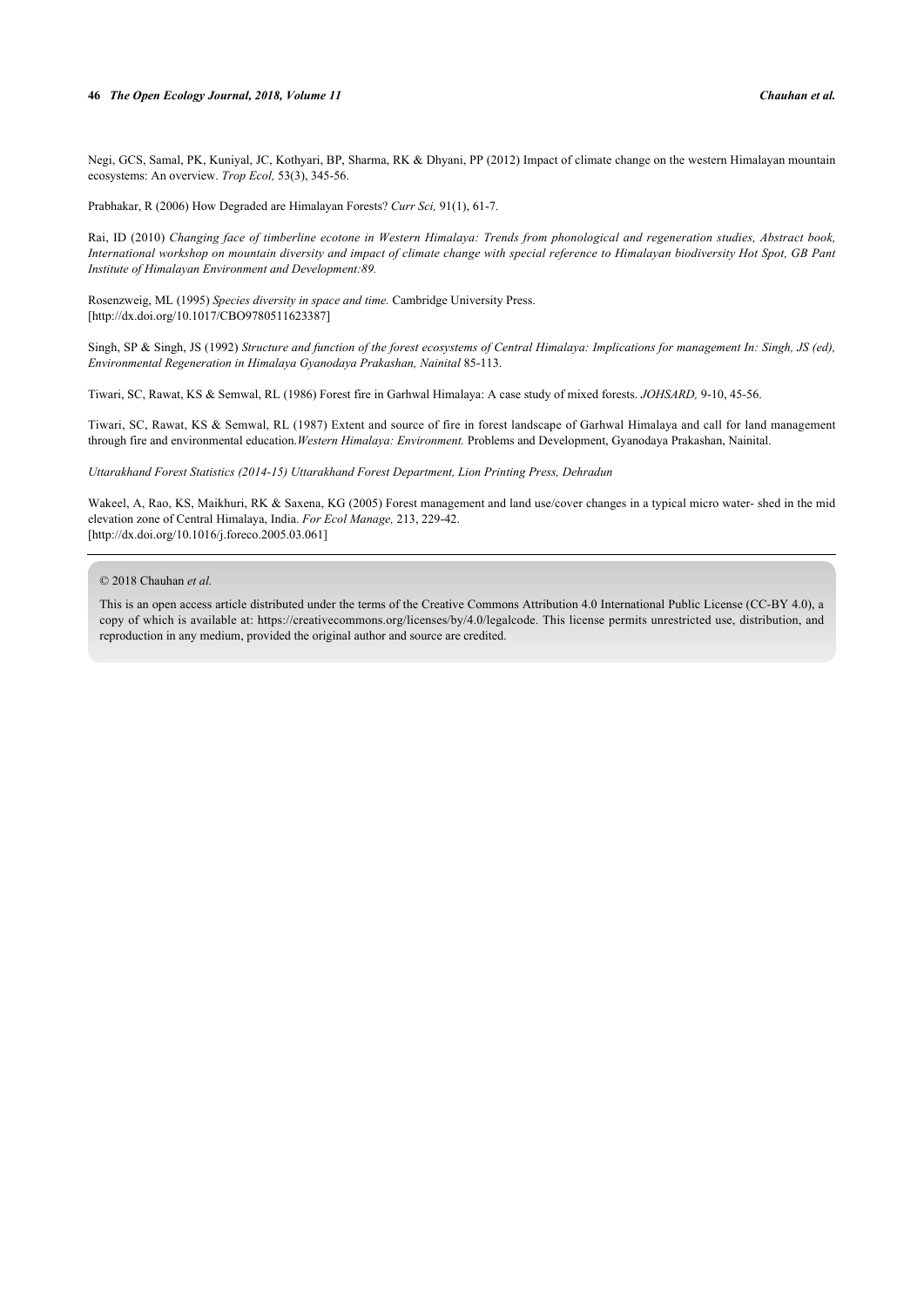Negi, GCS, Samal, PK, Kuniyal, JC, Kothyari, BP, Sharma, RK & Dhyani, PP (2012) Impact of climate change on the western Himalayan mountain ecosystems: An overview. *Trop Ecol,* 53(3), 345-56.

Prabhakar, R (2006) How Degraded are Himalayan Forests? *Curr Sci,* 91(1), 61-7.

Rai, ID (2010) *Changing face of timberline ecotone in Western Himalaya: Trends from phonological and regeneration studies, Abstract book, International workshop on mountain diversity and impact of climate change with special reference to Himalayan biodiversity Hot Spot, GB Pant Institute of Himalayan Environment and Development:89.*

Rosenzweig, ML (1995) *Species diversity in space and time.* Cambridge University Press. [http://dx.doi.org/10.1017/CBO9780511623387]

Singh, SP & Singh, JS (1992) *Structure and function of the forest ecosystems of Central Himalaya: Implications for management In: Singh, JS (ed), Environmental Regeneration in Himalaya Gyanodaya Prakashan, Nainital* 85-113.

Tiwari, SC, Rawat, KS & Semwal, RL (1986) Forest fire in Garhwal Himalaya: A case study of mixed forests. *JOHSARD,* 9-10, 45-56.

Tiwari, SC, Rawat, KS & Semwal, RL (1987) Extent and source of fire in forest landscape of Garhwal Himalaya and call for land management through fire and environmental education.*Western Himalaya: Environment.* Problems and Development, Gyanodaya Prakashan, Nainital.

*Uttarakhand Forest Statistics (2014-15) Uttarakhand Forest Department, Lion Printing Press, Dehradun*

Wakeel, A, Rao, KS, Maikhuri, RK & Saxena, KG (2005) Forest management and land use/cover changes in a typical micro water- shed in the mid elevation zone of Central Himalaya, India. *For Ecol Manage,* 213, 229-42. [http://dx.doi.org/10.1016/j.foreco.2005.03.061]

---

© 2018 Chauhan *et al.*

This is an open access article distributed under the terms of the Creative Commons Attribution 4.0 International Public License (CC-BY 4.0), a copy of which is available at: https://creativecommons.org/licenses/by/4.0/legalcode. This license permits unrestricted use, distribution, and reproduction in any medium, provided the original author and source are credited.